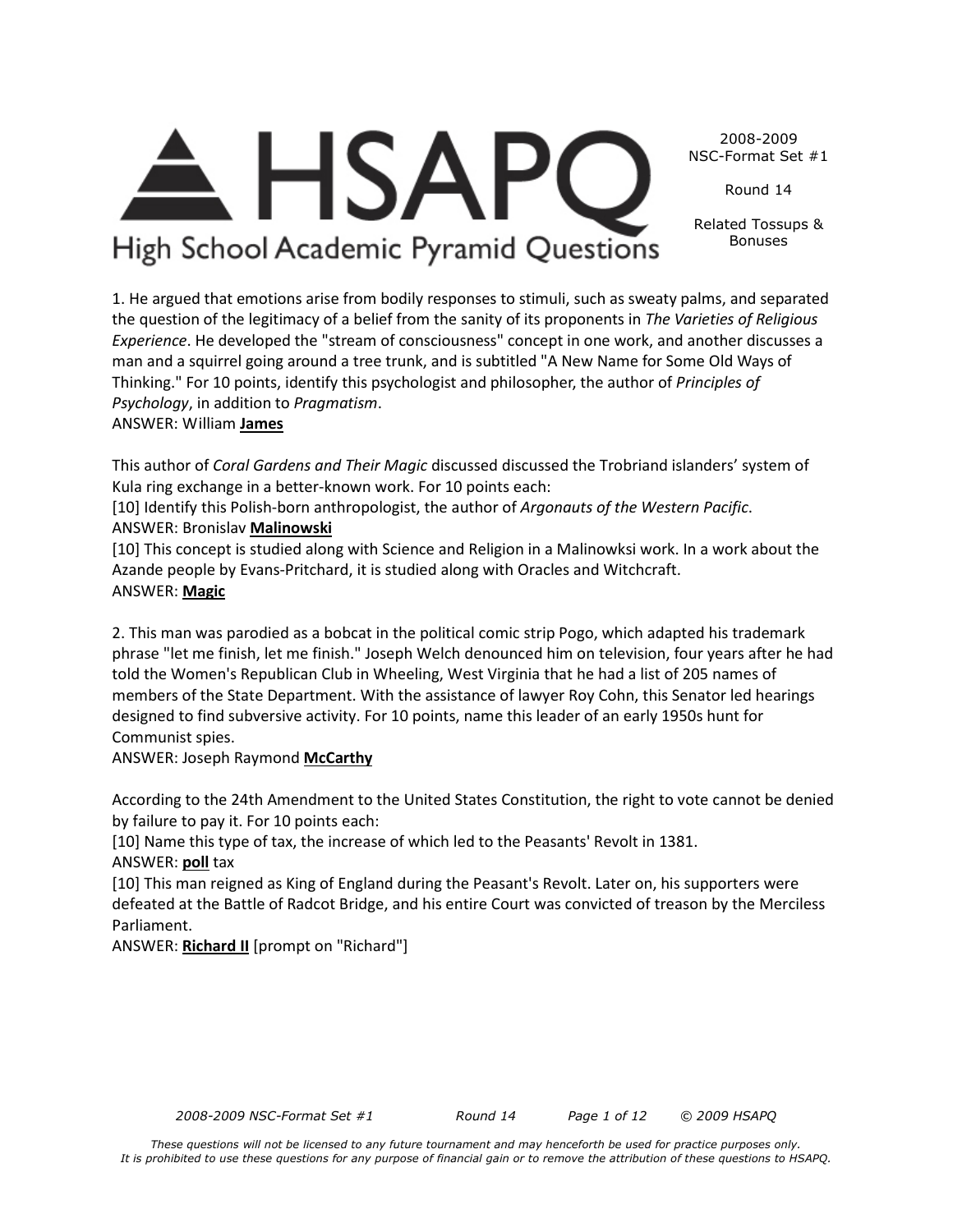# HSAPQ

High School Academic Pyramid Questions

2008-2009
NSC-Format Set #1

Round 14

Related Tossups & Bonuses

1. He argued that emotions arise from bodily responses to stimuli, such as sweaty palms, and separated the question of the legitimacy of a belief from the sanity of its proponents in *The Varieties of Religious Experience*. He developed the "stream of consciousness" concept in one work, and another discusses a man and a squirrel going around a tree trunk, and is subtitled "A New Name for Some Old Ways of Thinking." For 10 points, identify this psychologist and philosopher, the author of *Principles of Psychology*, in addition to *Pragmatism*.
ANSWER: William **James**

This author of *Coral Gardens and Their Magic* discussed discussed the Trobriand islanders' system of Kula ring exchange in a better-known work. For 10 points each:
[10] Identify this Polish-born anthropologist, the author of *Argonauts of the Western Pacific*.
ANSWER: Bronislav **Malinowski**
[10] This concept is studied along with Science and Religion in a Malinowksi work. In a work about the Azande people by Evans-Pritchard, it is studied along with Oracles and Witchcraft.
ANSWER: **Magic**

2. This man was parodied as a bobcat in the political comic strip Pogo, which adapted his trademark phrase "let me finish, let me finish." Joseph Welch denounced him on television, four years after he had told the Women's Republican Club in Wheeling, West Virginia that he had a list of 205 names of members of the State Department. With the assistance of lawyer Roy Cohn, this Senator led hearings designed to find subversive activity. For 10 points, name this leader of an early 1950s hunt for Communist spies.
ANSWER: Joseph Raymond **McCarthy**

According to the 24th Amendment to the United States Constitution, the right to vote cannot be denied by failure to pay it. For 10 points each:
[10] Name this type of tax, the increase of which led to the Peasants' Revolt in 1381.
ANSWER: **poll** tax
[10] This man reigned as King of England during the Peasant's Revolt. Later on, his supporters were defeated at the Battle of Radcot Bridge, and his entire Court was convicted of treason by the Merciless Parliament.
ANSWER: **Richard II** [prompt on "Richard"]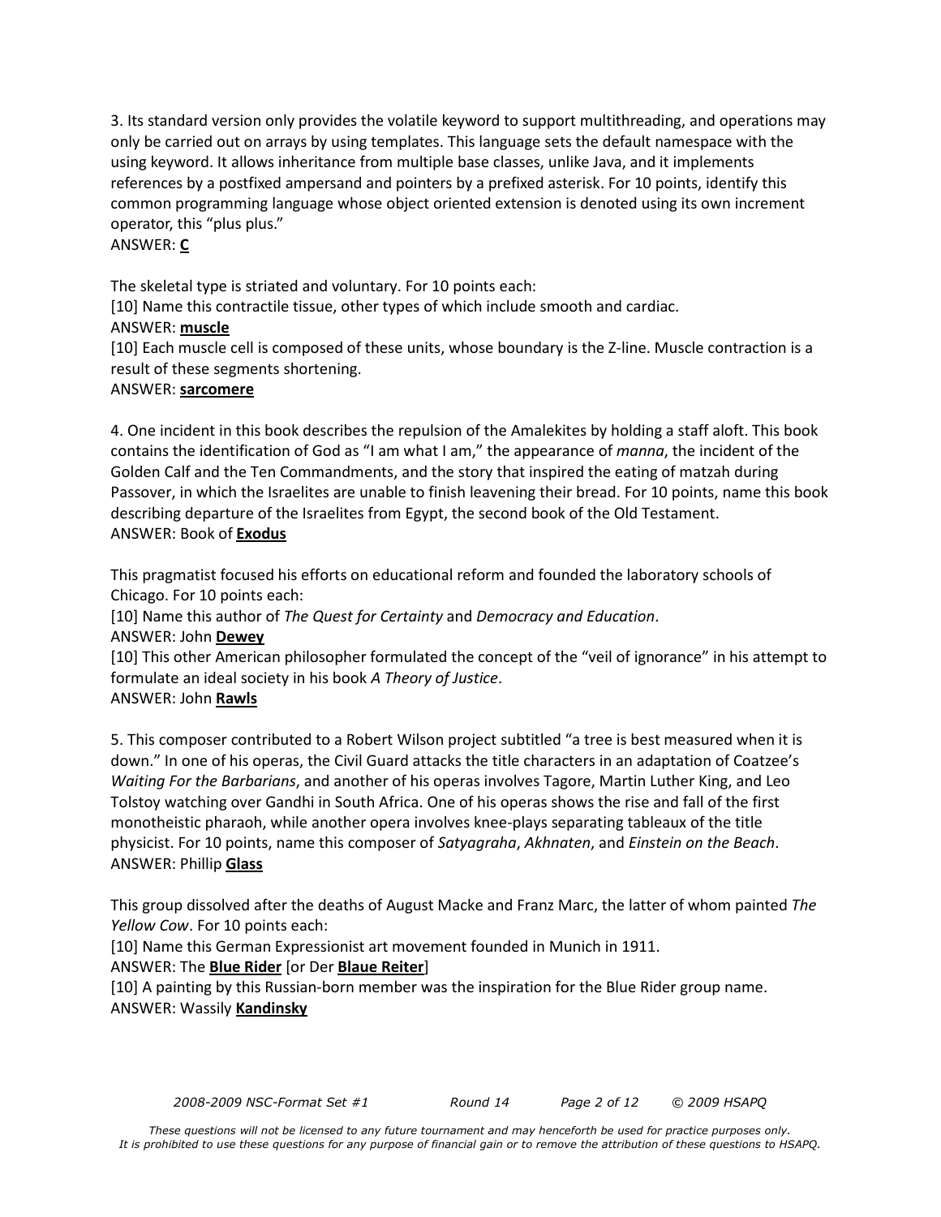3. Its standard version only provides the volatile keyword to support multithreading, and operations may only be carried out on arrays by using templates. This language sets the default namespace with the using keyword. It allows inheritance from multiple base classes, unlike Java, and it implements references by a postfixed ampersand and pointers by a prefixed asterisk. For 10 points, identify this common programming language whose object oriented extension is denoted using its own increment operator, this "plus plus."
ANSWER: **C**

The skeletal type is striated and voluntary. For 10 points each:
[10] Name this contractile tissue, other types of which include smooth and cardiac.
ANSWER: **muscle**
[10] Each muscle cell is composed of these units, whose boundary is the Z-line. Muscle contraction is a result of these segments shortening.
ANSWER: **sarcomere**

4. One incident in this book describes the repulsion of the Amalekites by holding a staff aloft. This book contains the identification of God as "I am what I am," the appearance of *manna*, the incident of the Golden Calf and the Ten Commandments, and the story that inspired the eating of matzah during Passover, in which the Israelites are unable to finish leavening their bread. For 10 points, name this book describing departure of the Israelites from Egypt, the second book of the Old Testament.
ANSWER: Book of **Exodus**

This pragmatist focused his efforts on educational reform and founded the laboratory schools of Chicago. For 10 points each:
[10] Name this author of *The Quest for Certainty* and *Democracy and Education*.
ANSWER: John **Dewey**
[10] This other American philosopher formulated the concept of the "veil of ignorance" in his attempt to formulate an ideal society in his book *A Theory of Justice*.
ANSWER: John **Rawls**

5. This composer contributed to a Robert Wilson project subtitled "a tree is best measured when it is down." In one of his operas, the Civil Guard attacks the title characters in an adaptation of Coatzee's *Waiting For the Barbarians*, and another of his operas involves Tagore, Martin Luther King, and Leo Tolstoy watching over Gandhi in South Africa. One of his operas shows the rise and fall of the first monotheistic pharaoh, while another opera involves knee-plays separating tableaux of the title physicist. For 10 points, name this composer of *Satyagraha*, *Akhnaten*, and *Einstein on the Beach*.
ANSWER: Phillip **Glass**

This group dissolved after the deaths of August Macke and Franz Marc, the latter of whom painted *The Yellow Cow*. For 10 points each:
[10] Name this German Expressionist art movement founded in Munich in 1911.
ANSWER: The **Blue Rider** [or Der **Blaue Reiter**]
[10] A painting by this Russian-born member was the inspiration for the Blue Rider group name.
ANSWER: Wassily **Kandinsky**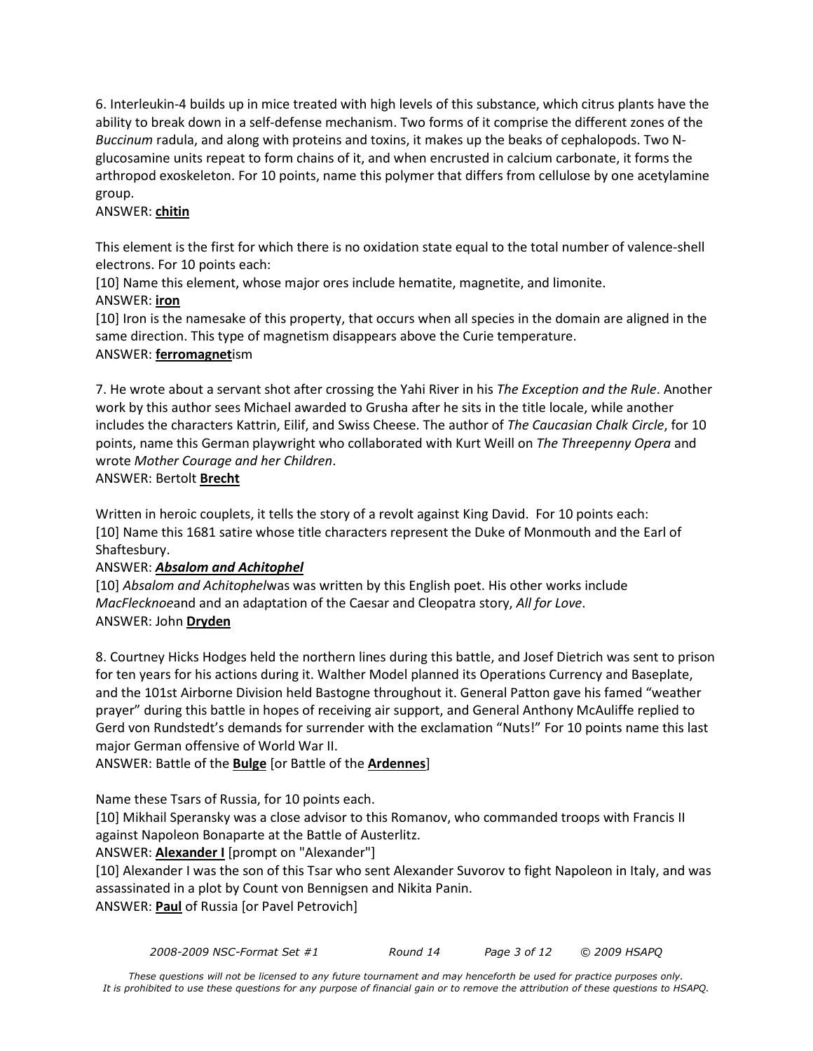6. Interleukin-4 builds up in mice treated with high levels of this substance, which citrus plants have the ability to break down in a self-defense mechanism. Two forms of it comprise the different zones of the *Buccinum* radula, and along with proteins and toxins, it makes up the beaks of cephalopods. Two N-glucosamine units repeat to form chains of it, and when encrusted in calcium carbonate, it forms the arthropod exoskeleton. For 10 points, name this polymer that differs from cellulose by one acetylamine group.

ANSWER: **chitin**

This element is the first for which there is no oxidation state equal to the total number of valence-shell electrons. For 10 points each:

[10] Name this element, whose major ores include hematite, magnetite, and limonite.

ANSWER: **iron**

[10] Iron is the namesake of this property, that occurs when all species in the domain are aligned in the same direction. This type of magnetism disappears above the Curie temperature.

ANSWER: **ferromagnet**ism

7. He wrote about a servant shot after crossing the Yahi River in his *The Exception and the Rule*. Another work by this author sees Michael awarded to Grusha after he sits in the title locale, while another includes the characters Kattrin, Eilif, and Swiss Cheese. The author of *The Caucasian Chalk Circle*, for 10 points, name this German playwright who collaborated with Kurt Weill on *The Threepenny Opera* and wrote *Mother Courage and her Children*.

ANSWER: Bertolt **Brecht**

Written in heroic couplets, it tells the story of a revolt against King David. For 10 points each:

[10] Name this 1681 satire whose title characters represent the Duke of Monmouth and the Earl of Shaftesbury.

ANSWER: ***Absalom and Achitophel***

[10] *Absalom and Achitophel*was was written by this English poet. His other works include *MacFlecknoe*and and an adaptation of the Caesar and Cleopatra story, *All for Love*.

ANSWER: John **Dryden**

8. Courtney Hicks Hodges held the northern lines during this battle, and Josef Dietrich was sent to prison for ten years for his actions during it. Walther Model planned its Operations Currency and Baseplate, and the 101st Airborne Division held Bastogne throughout it. General Patton gave his famed "weather prayer" during this battle in hopes of receiving air support, and General Anthony McAuliffe replied to Gerd von Rundstedt's demands for surrender with the exclamation "Nuts!" For 10 points name this last major German offensive of World War II.

ANSWER: Battle of the **Bulge** [or Battle of the **Ardennes**]

Name these Tsars of Russia, for 10 points each.

[10] Mikhail Speransky was a close advisor to this Romanov, who commanded troops with Francis II against Napoleon Bonaparte at the Battle of Austerlitz.

ANSWER: **Alexander I** [prompt on "Alexander"]

[10] Alexander I was the son of this Tsar who sent Alexander Suvorov to fight Napoleon in Italy, and was assassinated in a plot by Count von Bennigsen and Nikita Panin.

ANSWER: **Paul** of Russia [or Pavel Petrovich]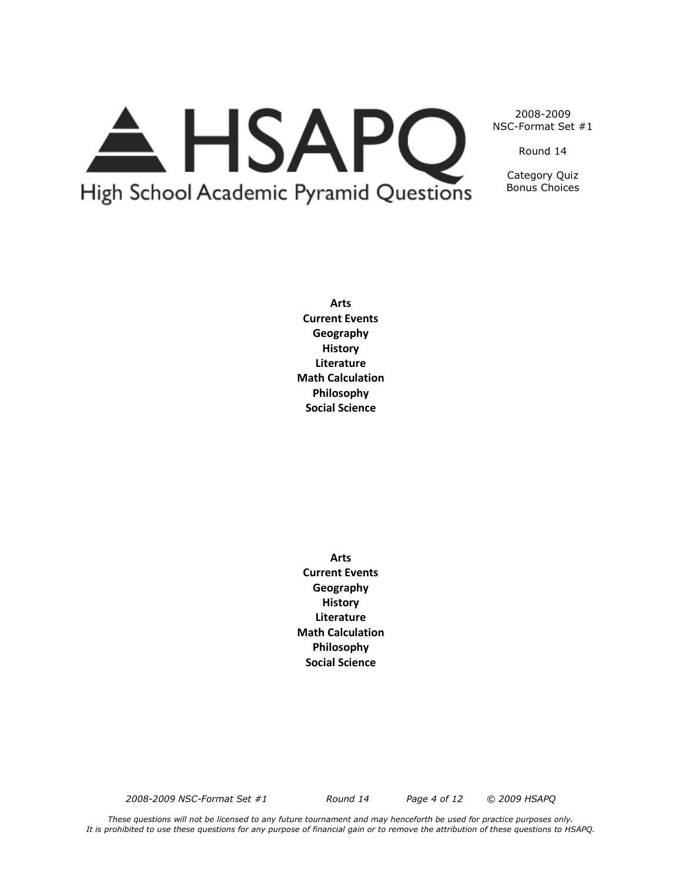HSAPQ
High School Academic Pyramid Questions

2008-2009
NSC-Format Set #1

Round 14

Category Quiz
Bonus Choices

**Arts**
**Current Events**
**Geography**
**History**
**Literature**
**Math Calculation**
**Philosophy**
**Social Science**

**Arts**
**Current Events**
**Geography**
**History**
**Literature**
**Math Calculation**
**Philosophy**
**Social Science**

*These questions will not be licensed to any future tournament and may henceforth be used for practice purposes only.*
*It is prohibited to use these questions for any purpose of financial gain or to remove the attribution of these questions to HSAPQ.*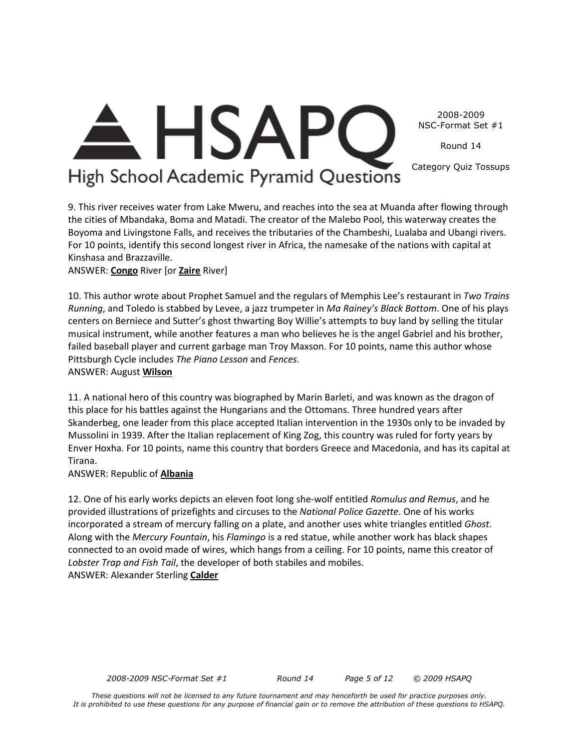9. This river receives water from Lake Mweru, and reaches into the sea at Muanda after flowing through the cities of Mbandaka, Boma and Matadi. The creator of the Malebo Pool, this waterway creates the Boyoma and Livingstone Falls, and receives the tributaries of the Chambeshi, Lualaba and Ubangi rivers. For 10 points, identify this second longest river in Africa, the namesake of the nations with capital at Kinshasa and Brazzaville.
ANSWER: **Congo** River [or **Zaire** River]

10. This author wrote about Prophet Samuel and the regulars of Memphis Lee's restaurant in *Two Trains Running*, and Toledo is stabbed by Levee, a jazz trumpeter in *Ma Rainey's Black Bottom*. One of his plays centers on Berniece and Sutter's ghost thwarting Boy Willie's attempts to buy land by selling the titular musical instrument, while another features a man who believes he is the angel Gabriel and his brother, failed baseball player and current garbage man Troy Maxson. For 10 points, name this author whose Pittsburgh Cycle includes *The Piano Lesson* and *Fences*.
ANSWER: August **Wilson**

11. A national hero of this country was biographed by Marin Barleti, and was known as the dragon of this place for his battles against the Hungarians and the Ottomans. Three hundred years after Skanderbeg, one leader from this place accepted Italian intervention in the 1930s only to be invaded by Mussolini in 1939. After the Italian replacement of King Zog, this country was ruled for forty years by Enver Hoxha. For 10 points, name this country that borders Greece and Macedonia, and has its capital at Tirana.
ANSWER: Republic of **Albania**

12. One of his early works depicts an eleven foot long she-wolf entitled *Romulus and Remus*, and he provided illustrations of prizefights and circuses to the *National Police Gazette*. One of his works incorporated a stream of mercury falling on a plate, and another uses white triangles entitled *Ghost*. Along with the *Mercury Fountain*, his *Flamingo* is a red statue, while another work has black shapes connected to an ovoid made of wires, which hangs from a ceiling. For 10 points, name this creator of *Lobster Trap and Fish Tail*, the developer of both stabiles and mobiles.
ANSWER: Alexander Sterling **Calder**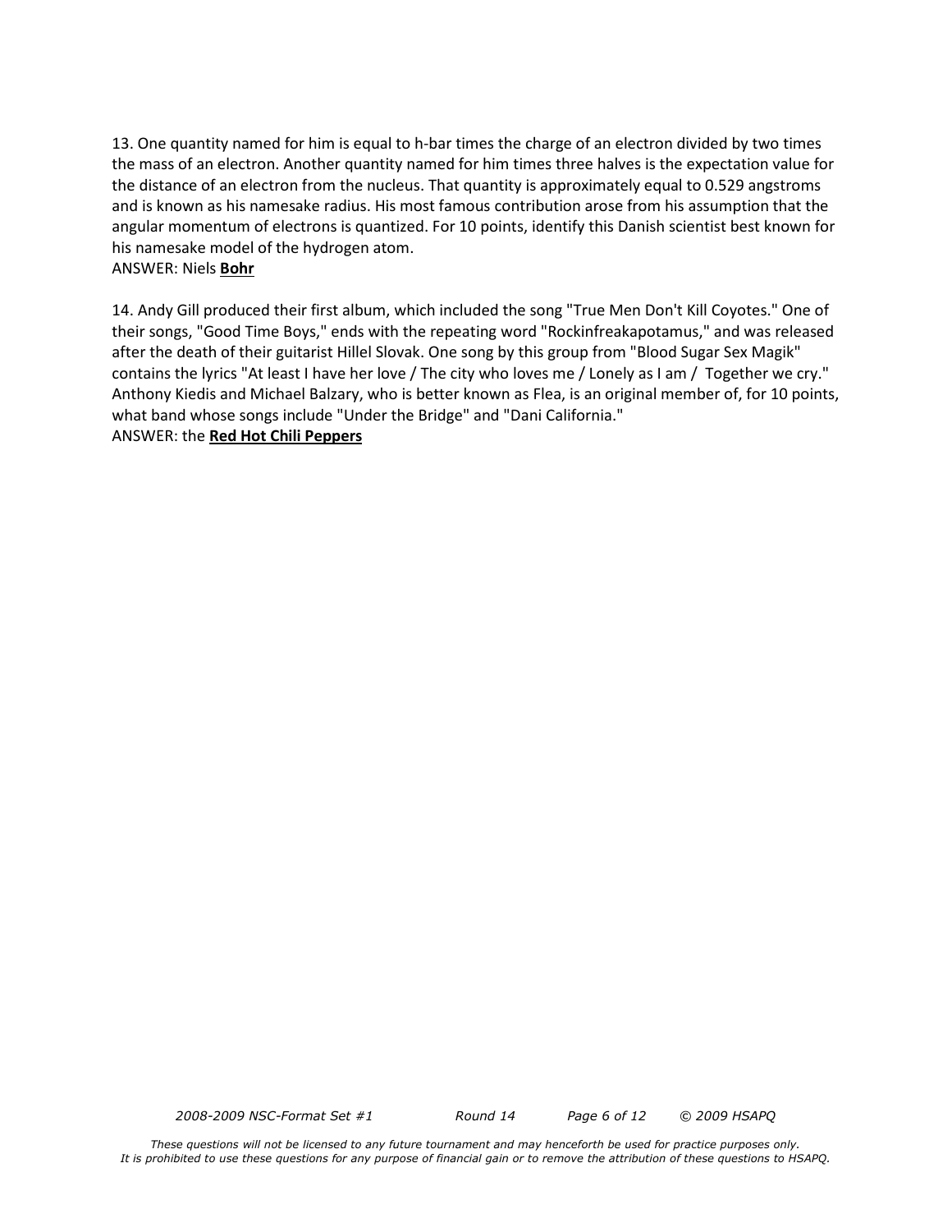13. One quantity named for him is equal to h-bar times the charge of an electron divided by two times the mass of an electron. Another quantity named for him times three halves is the expectation value for the distance of an electron from the nucleus. That quantity is approximately equal to 0.529 angstroms and is known as his namesake radius. His most famous contribution arose from his assumption that the angular momentum of electrons is quantized. For 10 points, identify this Danish scientist best known for his namesake model of the hydrogen atom.
ANSWER: Niels **Bohr**

14. Andy Gill produced their first album, which included the song "True Men Don't Kill Coyotes." One of their songs, "Good Time Boys," ends with the repeating word "Rockinfreakapotamus," and was released after the death of their guitarist Hillel Slovak. One song by this group from "Blood Sugar Sex Magik" contains the lyrics "At least I have her love / The city who loves me / Lonely as I am / Together we cry." Anthony Kiedis and Michael Balzary, who is better known as Flea, is an original member of, for 10 points, what band whose songs include "Under the Bridge" and "Dani California."
ANSWER: the **Red Hot Chili Peppers**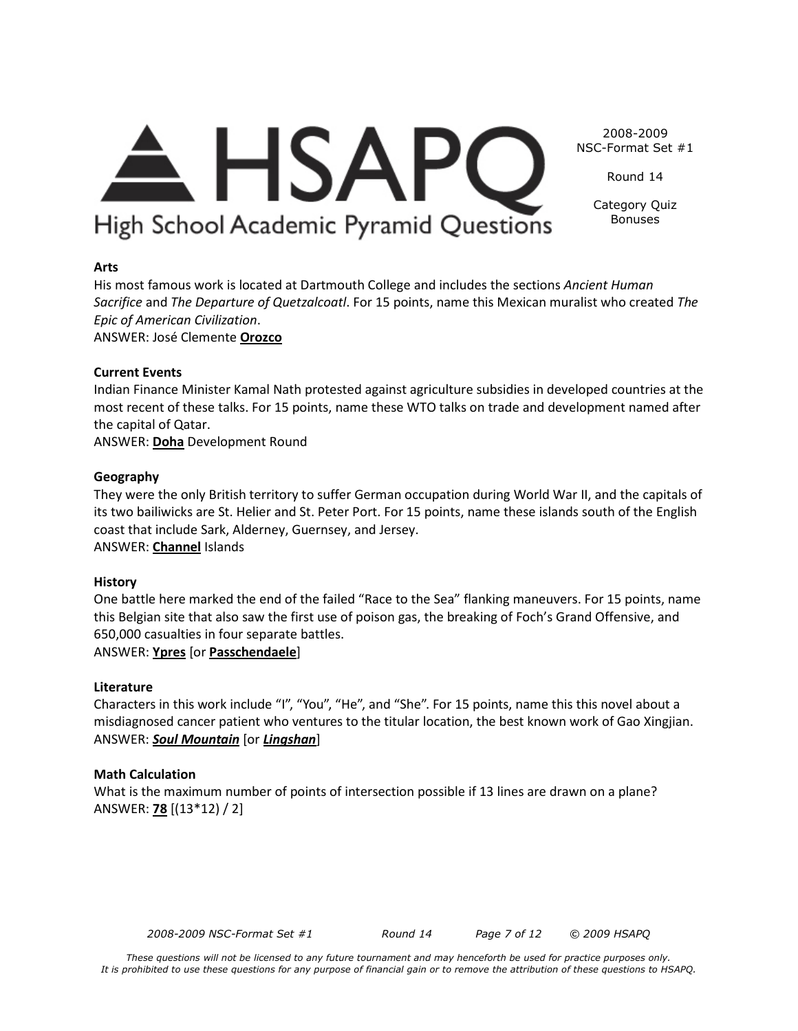2008-2009
NSC-Format Set #1

Round 14

Category Quiz
Bonuses

**Arts**
His most famous work is located at Dartmouth College and includes the sections *Ancient Human Sacrifice* and *The Departure of Quetzalcoatl*. For 15 points, name this Mexican muralist who created *The Epic of American Civilization*.
ANSWER: José Clemente **Orozco**

**Current Events**
Indian Finance Minister Kamal Nath protested against agriculture subsidies in developed countries at the most recent of these talks. For 15 points, name these WTO talks on trade and development named after the capital of Qatar.
ANSWER: **Doha** Development Round

**Geography**
They were the only British territory to suffer German occupation during World War II, and the capitals of its two bailiwicks are St. Helier and St. Peter Port. For 15 points, name these islands south of the English coast that include Sark, Alderney, Guernsey, and Jersey.
ANSWER: **Channel** Islands

**History**
One battle here marked the end of the failed "Race to the Sea" flanking maneuvers. For 15 points, name this Belgian site that also saw the first use of poison gas, the breaking of Foch's Grand Offensive, and 650,000 casualties in four separate battles.
ANSWER: **Ypres** [or **Passchendaele**]

**Literature**
Characters in this work include "I", "You", "He", and "She". For 15 points, name this this novel about a misdiagnosed cancer patient who ventures to the titular location, the best known work of Gao Xingjian.
ANSWER: ***Soul Mountain*** [or ***Lingshan***]

**Math Calculation**
What is the maximum number of points of intersection possible if 13 lines are drawn on a plane?
ANSWER: **78** [$(13*12) / 2$]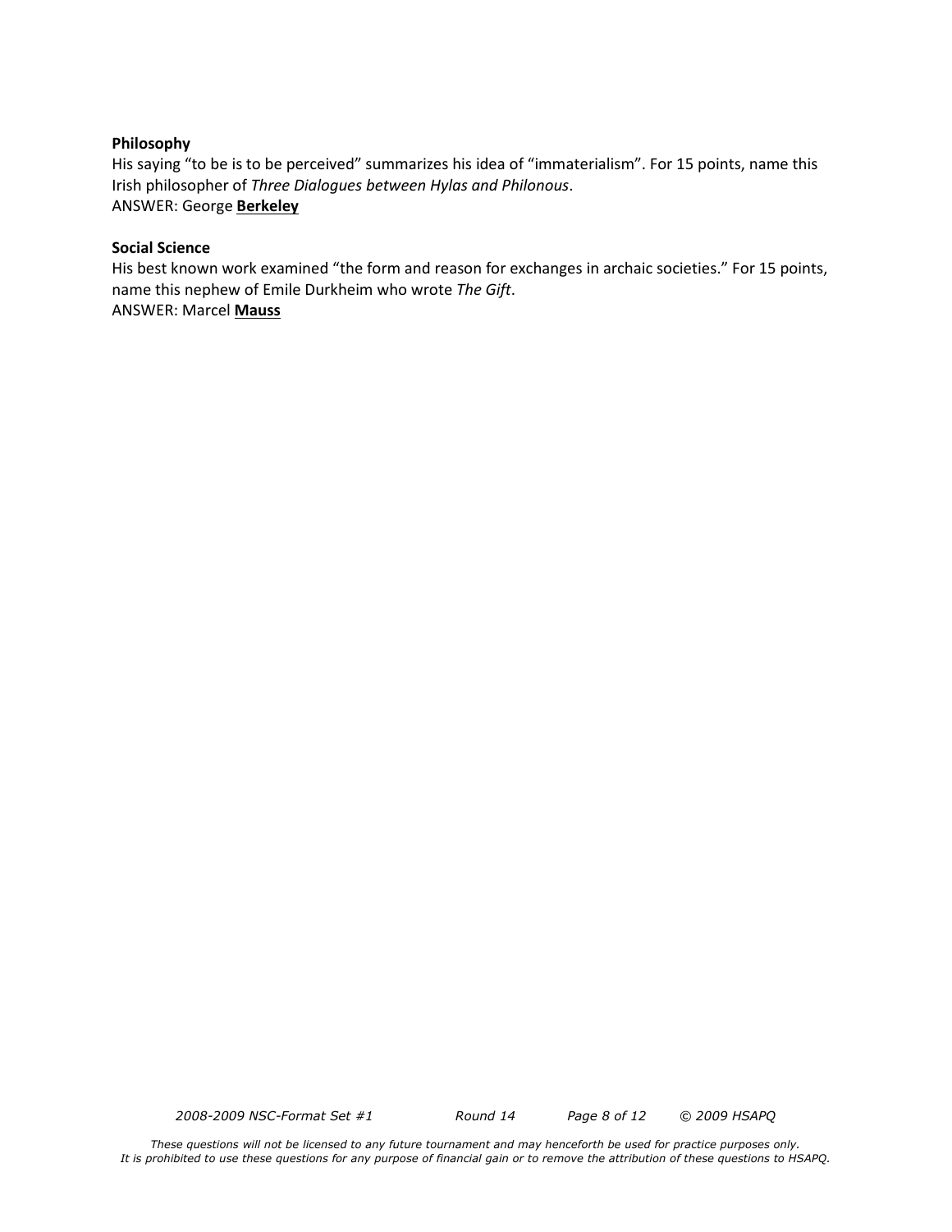**Philosophy**

His saying "to be is to be perceived" summarizes his idea of "immaterialism". For 15 points, name this Irish philosopher of *Three Dialogues between Hylas and Philonous*.

ANSWER: George **Berkeley**

**Social Science**

His best known work examined "the form and reason for exchanges in archaic societies." For 15 points, name this nephew of Emile Durkheim who wrote *The Gift*.

ANSWER: Marcel **Mauss**

*These questions will not be licensed to any future tournament and may henceforth be used for practice purposes only. It is prohibited to use these questions for any purpose of financial gain or to remove the attribution of these questions to HSAPQ.*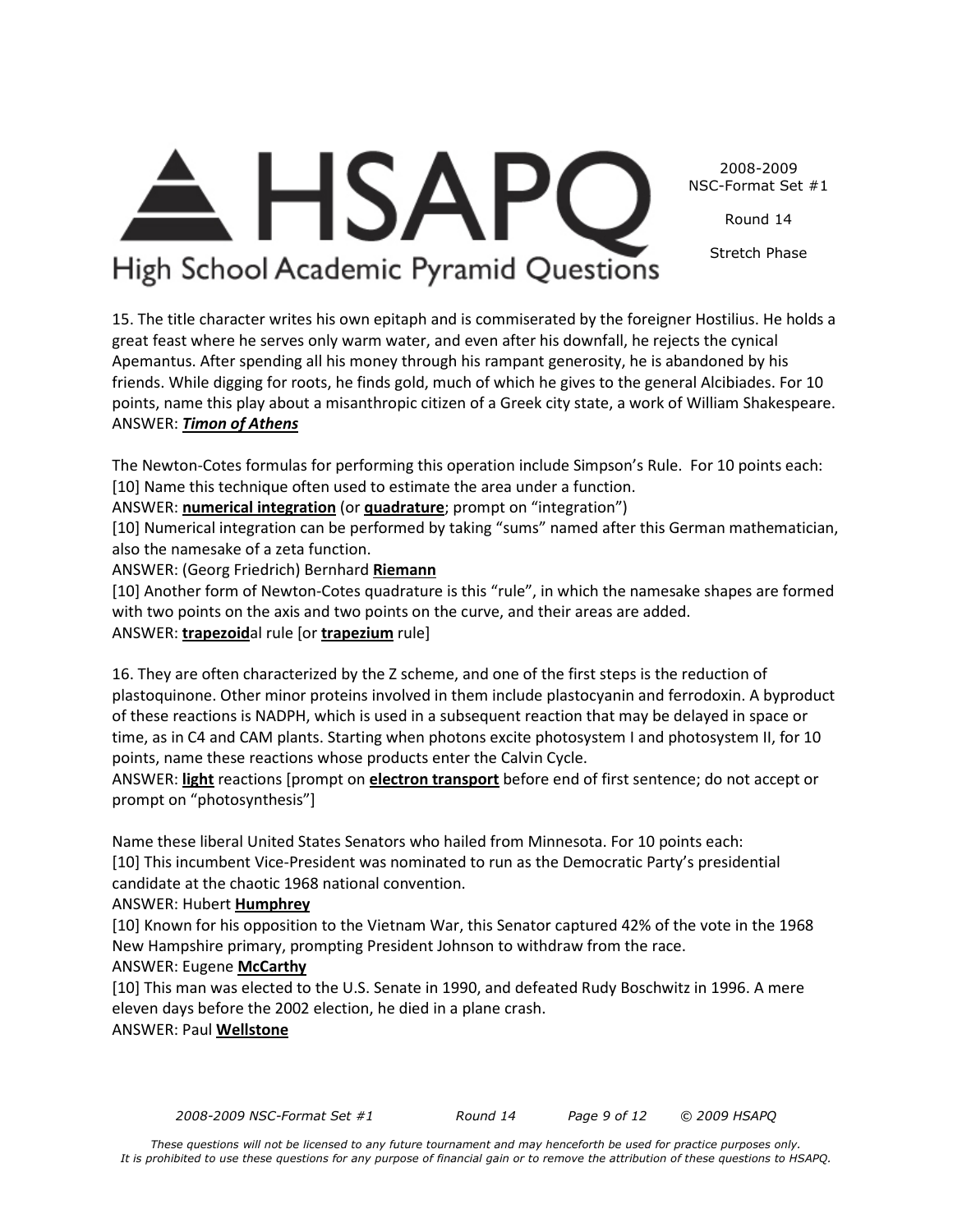15. The title character writes his own epitaph and is commiserated by the foreigner Hostilius. He holds a great feast where he serves only warm water, and even after his downfall, he rejects the cynical Apemantus. After spending all his money through his rampant generosity, he is abandoned by his friends. While digging for roots, he finds gold, much of which he gives to the general Alcibiades. For 10 points, name this play about a misanthropic citizen of a Greek city state, a work of William Shakespeare.
ANSWER: ***<u>Timon of Athens</u>***

The Newton-Cotes formulas for performing this operation include Simpson's Rule. For 10 points each:
[10] Name this technique often used to estimate the area under a function.
ANSWER: **<u>numerical integration</u>** (or **<u>quadrature</u>**; prompt on "integration")
[10] Numerical integration can be performed by taking "sums" named after this German mathematician, also the namesake of a zeta function.
ANSWER: (Georg Friedrich) Bernhard **<u>Riemann</u>**
[10] Another form of Newton-Cotes quadrature is this "rule", in which the namesake shapes are formed with two points on the axis and two points on the curve, and their areas are added.
ANSWER: **<u>trapezoid</u>**al rule [or **<u>trapezium</u>** rule]

16. They are often characterized by the Z scheme, and one of the first steps is the reduction of plastoquinone. Other minor proteins involved in them include plastocyanin and ferrodoxin. A byproduct of these reactions is NADPH, which is used in a subsequent reaction that may be delayed in space or time, as in C4 and CAM plants. Starting when photons excite photosystem I and photosystem II, for 10 points, name these reactions whose products enter the Calvin Cycle.
ANSWER: **<u>light</u>** reactions [prompt on **<u>electron transport</u>** before end of first sentence; do not accept or prompt on "photosynthesis"]

Name these liberal United States Senators who hailed from Minnesota. For 10 points each:
[10] This incumbent Vice-President was nominated to run as the Democratic Party's presidential candidate at the chaotic 1968 national convention.
ANSWER: Hubert **<u>Humphrey</u>**
[10] Known for his opposition to the Vietnam War, this Senator captured 42% of the vote in the 1968 New Hampshire primary, prompting President Johnson to withdraw from the race.
ANSWER: Eugene **<u>McCarthy</u>**
[10] This man was elected to the U.S. Senate in 1990, and defeated Rudy Boschwitz in 1996. A mere eleven days before the 2002 election, he died in a plane crash.
ANSWER: Paul **<u>Wellstone</u>**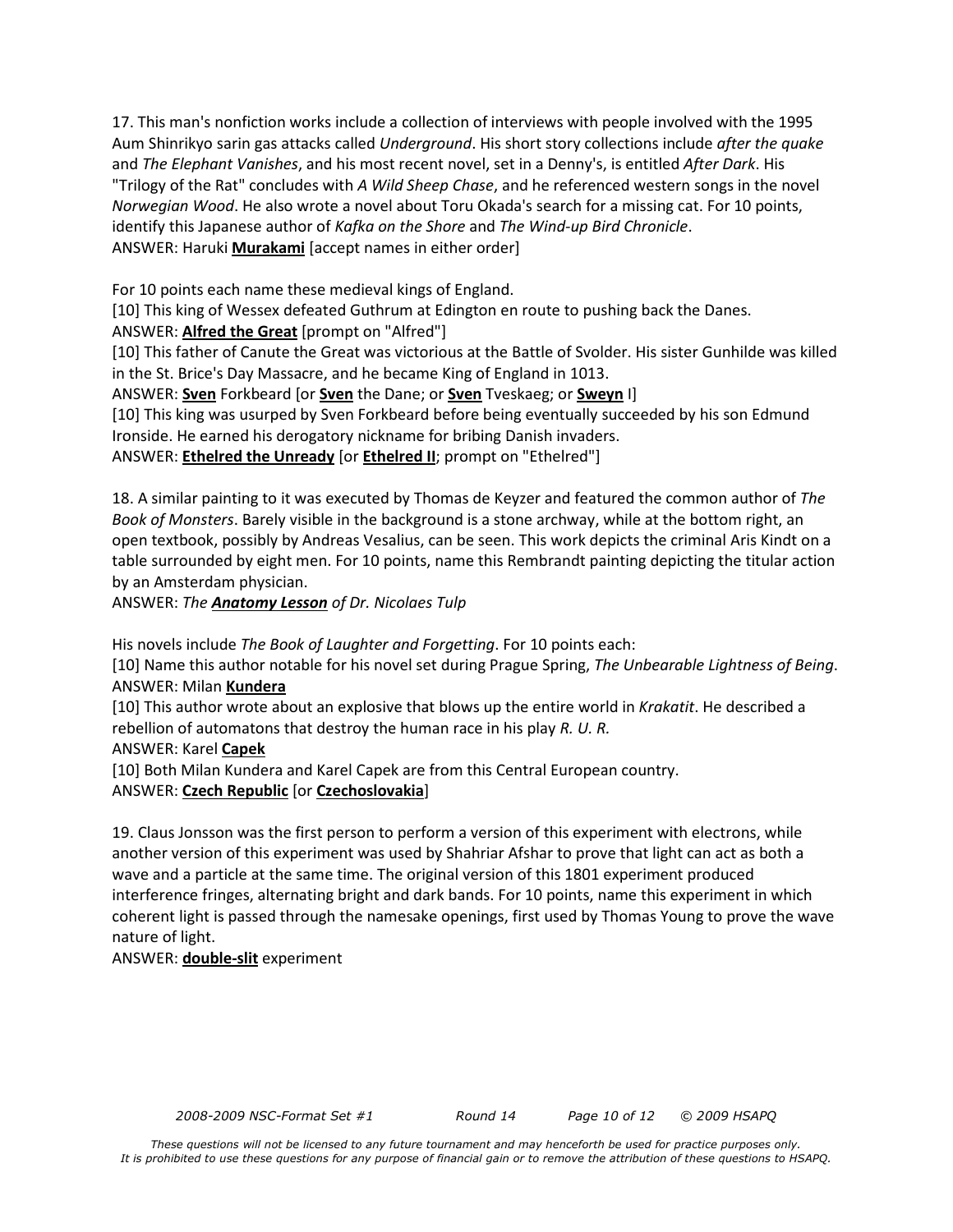17. This man's nonfiction works include a collection of interviews with people involved with the 1995 Aum Shinrikyo sarin gas attacks called *Underground*. His short story collections include *after the quake* and *The Elephant Vanishes*, and his most recent novel, set in a Denny's, is entitled *After Dark*. His "Trilogy of the Rat" concludes with *A Wild Sheep Chase*, and he referenced western songs in the novel *Norwegian Wood*. He also wrote a novel about Toru Okada's search for a missing cat. For 10 points, identify this Japanese author of *Kafka on the Shore* and *The Wind-up Bird Chronicle*.
ANSWER: Haruki **Murakami** [accept names in either order]

For 10 points each name these medieval kings of England.
[10] This king of Wessex defeated Guthrum at Edington en route to pushing back the Danes.
ANSWER: **Alfred the Great** [prompt on "Alfred"]
[10] This father of Canute the Great was victorious at the Battle of Svolder. His sister Gunhilde was killed in the St. Brice's Day Massacre, and he became King of England in 1013.
ANSWER: **Sven** Forkbeard [or **Sven** the Dane; or **Sven** Tveskaeg; or **Sweyn** I]
[10] This king was usurped by Sven Forkbeard before being eventually succeeded by his son Edmund Ironside. He earned his derogatory nickname for bribing Danish invaders.
ANSWER: **Ethelred the Unready** [or **Ethelred II**; prompt on "Ethelred"]

18. A similar painting to it was executed by Thomas de Keyzer and featured the common author of *The Book of Monsters*. Barely visible in the background is a stone archway, while at the bottom right, an open textbook, possibly by Andreas Vesalius, can be seen. This work depicts the criminal Aris Kindt on a table surrounded by eight men. For 10 points, name this Rembrandt painting depicting the titular action by an Amsterdam physician.
ANSWER: *The **Anatomy Lesson** of Dr. Nicolaes Tulp*

His novels include *The Book of Laughter and Forgetting*. For 10 points each:
[10] Name this author notable for his novel set during Prague Spring, *The Unbearable Lightness of Being*.
ANSWER: Milan **Kundera**
[10] This author wrote about an explosive that blows up the entire world in *Krakatit*. He described a rebellion of automatons that destroy the human race in his play *R. U. R.*
ANSWER: Karel **Capek**
[10] Both Milan Kundera and Karel Capek are from this Central European country.
ANSWER: **Czech Republic** [or **Czechoslovakia**]

19. Claus Jonsson was the first person to perform a version of this experiment with electrons, while another version of this experiment was used by Shahriar Afshar to prove that light can act as both a wave and a particle at the same time. The original version of this 1801 experiment produced interference fringes, alternating bright and dark bands. For 10 points, name this experiment in which coherent light is passed through the namesake openings, first used by Thomas Young to prove the wave nature of light.
ANSWER: **double-slit** experiment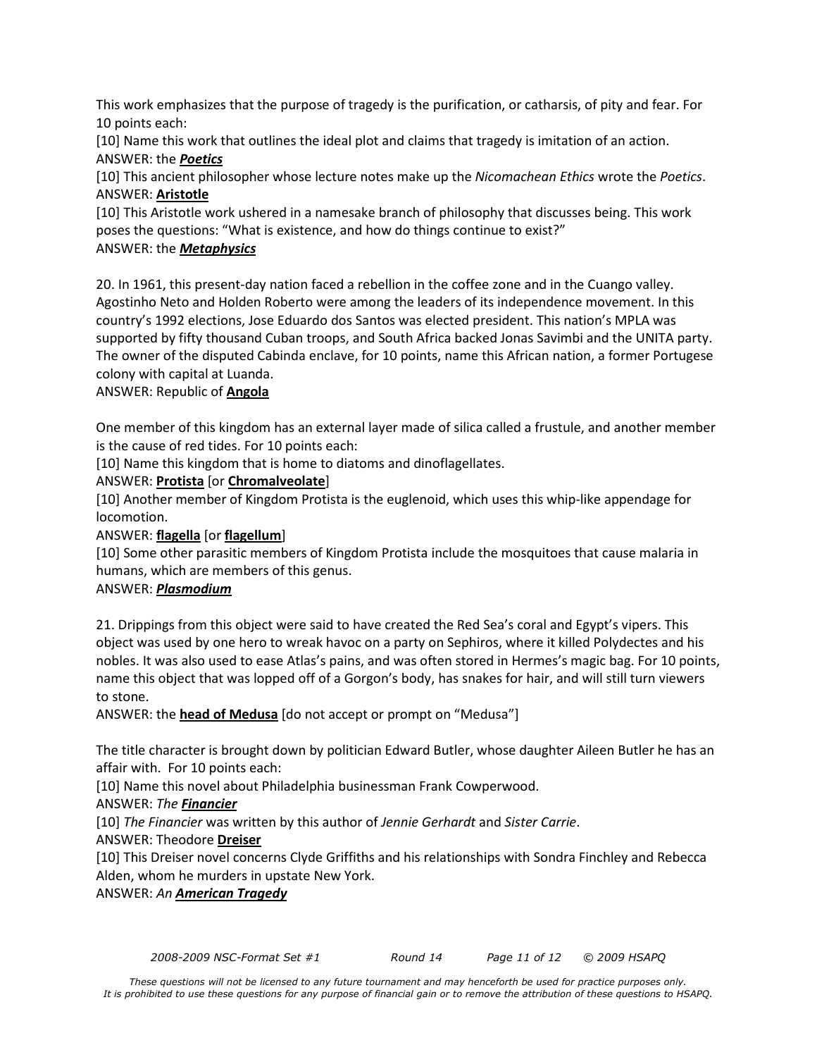This work emphasizes that the purpose of tragedy is the purification, or catharsis, of pity and fear. For 10 points each:

[10] Name this work that outlines the ideal plot and claims that tragedy is imitation of an action.

ANSWER: the ***Poetics***

[10] This ancient philosopher whose lecture notes make up the *Nicomachean Ethics* wrote the *Poetics*.

ANSWER: **Aristotle**

[10] This Aristotle work ushered in a namesake branch of philosophy that discusses being. This work poses the questions: "What is existence, and how do things continue to exist?"

ANSWER: the ***Metaphysics***

20. In 1961, this present-day nation faced a rebellion in the coffee zone and in the Cuango valley. Agostinho Neto and Holden Roberto were among the leaders of its independence movement. In this country's 1992 elections, Jose Eduardo dos Santos was elected president. This nation's MPLA was supported by fifty thousand Cuban troops, and South Africa backed Jonas Savimbi and the UNITA party. The owner of the disputed Cabinda enclave, for 10 points, name this African nation, a former Portugese colony with capital at Luanda.

ANSWER: Republic of **Angola**

One member of this kingdom has an external layer made of silica called a frustule, and another member is the cause of red tides. For 10 points each:

[10] Name this kingdom that is home to diatoms and dinoflagellates.

ANSWER: **Protista** [or **Chromalveolate**]

[10] Another member of Kingdom Protista is the euglenoid, which uses this whip-like appendage for locomotion.

ANSWER: **flagella** [or **flagellum**]

[10] Some other parasitic members of Kingdom Protista include the mosquitoes that cause malaria in humans, which are members of this genus.

ANSWER: ***Plasmodium***

21. Drippings from this object were said to have created the Red Sea's coral and Egypt's vipers. This object was used by one hero to wreak havoc on a party on Sephiros, where it killed Polydectes and his nobles. It was also used to ease Atlas's pains, and was often stored in Hermes's magic bag. For 10 points, name this object that was lopped off of a Gorgon's body, has snakes for hair, and will still turn viewers to stone.

ANSWER: the **head of Medusa** [do not accept or prompt on "Medusa"]

The title character is brought down by politician Edward Butler, whose daughter Aileen Butler he has an affair with. For 10 points each:

[10] Name this novel about Philadelphia businessman Frank Cowperwood.

ANSWER: *The* ***Financier***

[10] *The Financier* was written by this author of *Jennie Gerhardt* and *Sister Carrie*.

ANSWER: Theodore **Dreiser**

[10] This Dreiser novel concerns Clyde Griffiths and his relationships with Sondra Finchley and Rebecca Alden, whom he murders in upstate New York.

ANSWER: *An* ***American Tragedy***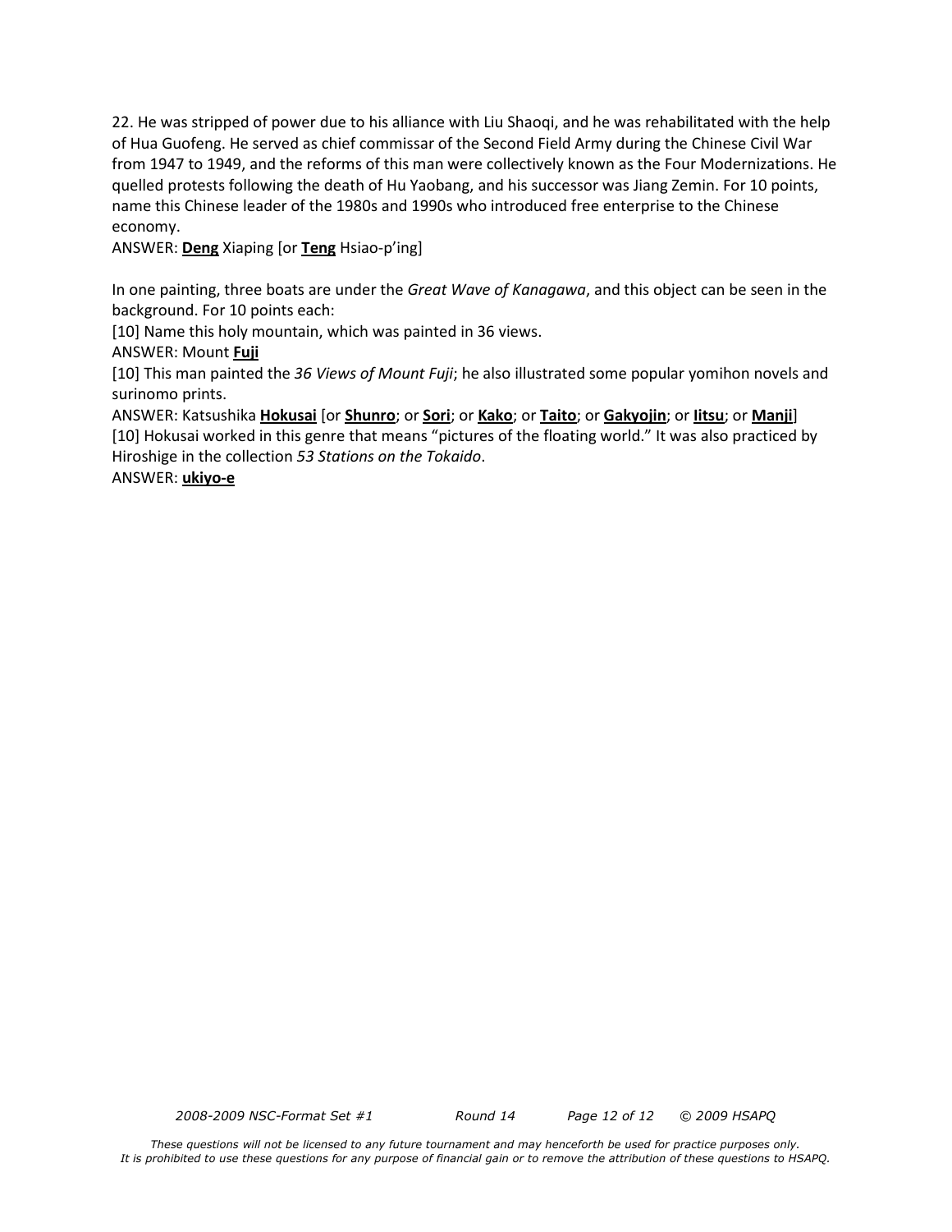22. He was stripped of power due to his alliance with Liu Shaoqi, and he was rehabilitated with the help of Hua Guofeng. He served as chief commissar of the Second Field Army during the Chinese Civil War from 1947 to 1949, and the reforms of this man were collectively known as the Four Modernizations. He quelled protests following the death of Hu Yaobang, and his successor was Jiang Zemin. For 10 points, name this Chinese leader of the 1980s and 1990s who introduced free enterprise to the Chinese economy.

ANSWER: **Deng** Xiaping [or **Teng** Hsiao-p'ing]

In one painting, three boats are under the *Great Wave of Kanagawa*, and this object can be seen in the background. For 10 points each:

[10] Name this holy mountain, which was painted in 36 views.

ANSWER: Mount **Fuji**

[10] This man painted the *36 Views of Mount Fuji*; he also illustrated some popular yomihon novels and surinomo prints.

ANSWER: Katsushika **Hokusai** [or **Shunro**; or **Sori**; or **Kako**; or **Taito**; or **Gakyojin**; or **Iitsu**; or **Manji**]

[10] Hokusai worked in this genre that means "pictures of the floating world." It was also practiced by Hiroshige in the collection *53 Stations on the Tokaido*.

ANSWER: **ukiyo-e**